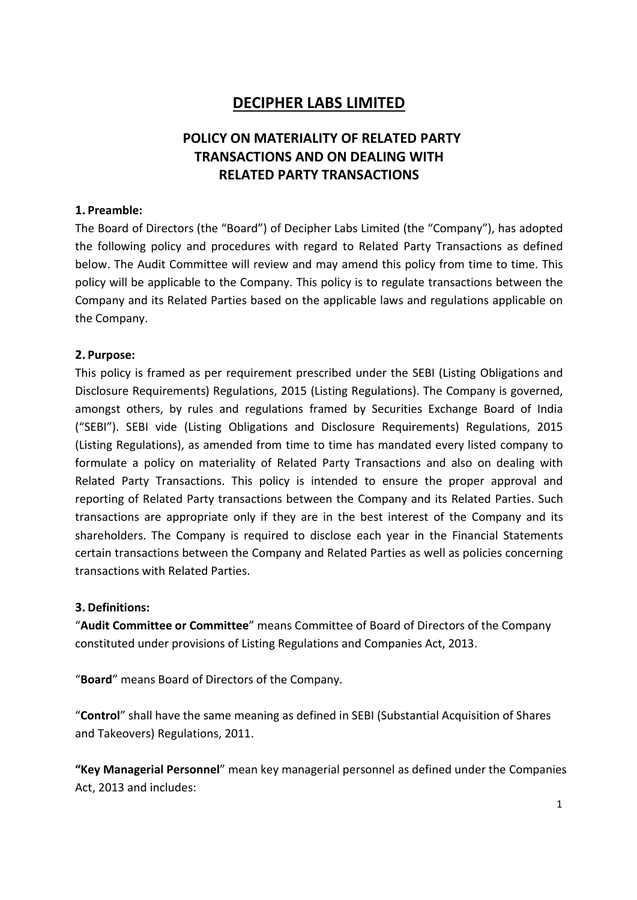# DECIPHER LABS LIMITED

## POLICY ON MATERIALITY OF RELATED PARTY TRANSACTIONS AND ON DEALING WITH RELATED PARTY TRANSACTIONS

**1. Preamble:**

The Board of Directors (the "Board") of Decipher Labs Limited (the "Company"), has adopted the following policy and procedures with regard to Related Party Transactions as defined below. The Audit Committee will review and may amend this policy from time to time. This policy will be applicable to the Company. This policy is to regulate transactions between the Company and its Related Parties based on the applicable laws and regulations applicable on the Company.

**2. Purpose:**

This policy is framed as per requirement prescribed under the SEBI (Listing Obligations and Disclosure Requirements) Regulations, 2015 (Listing Regulations). The Company is governed, amongst others, by rules and regulations framed by Securities Exchange Board of India ("SEBI"). SEBI vide (Listing Obligations and Disclosure Requirements) Regulations, 2015 (Listing Regulations), as amended from time to time has mandated every listed company to formulate a policy on materiality of Related Party Transactions and also on dealing with Related Party Transactions. This policy is intended to ensure the proper approval and reporting of Related Party transactions between the Company and its Related Parties. Such transactions are appropriate only if they are in the best interest of the Company and its shareholders. The Company is required to disclose each year in the Financial Statements certain transactions between the Company and Related Parties as well as policies concerning transactions with Related Parties.

**3. Definitions:**

"**Audit Committee or Committee**" means Committee of Board of Directors of the Company constituted under provisions of Listing Regulations and Companies Act, 2013.

"**Board**" means Board of Directors of the Company.

"**Control**" shall have the same meaning as defined in SEBI (Substantial Acquisition of Shares and Takeovers) Regulations, 2011.

**"Key Managerial Personnel**" mean key managerial personnel as defined under the Companies Act, 2013 and includes: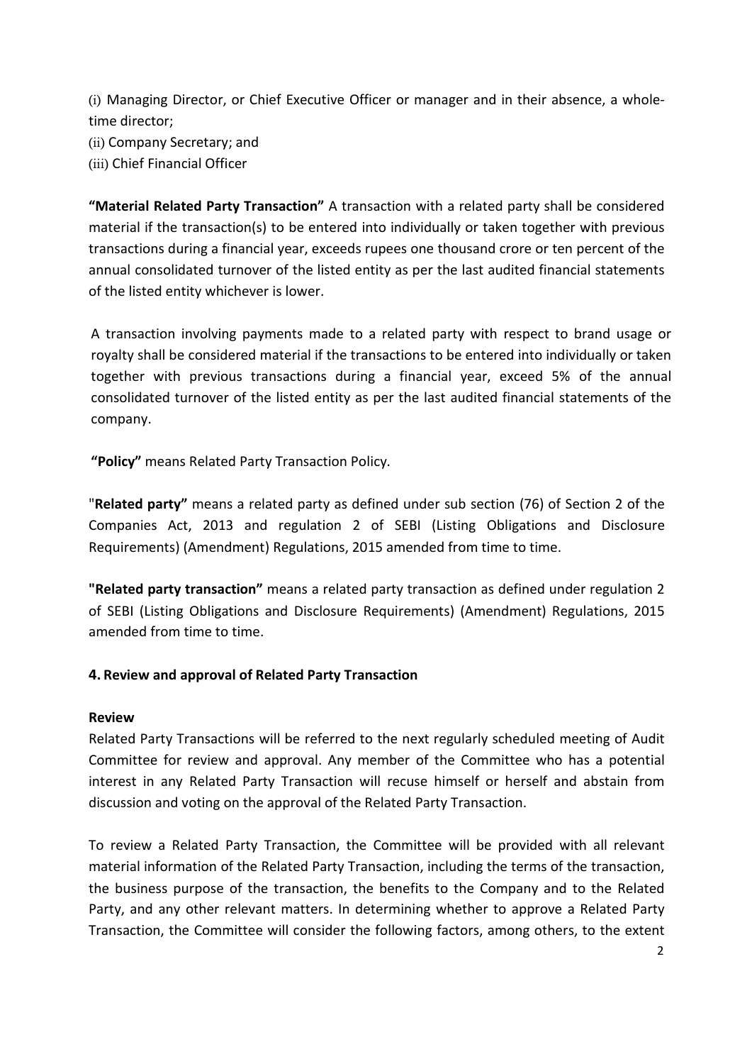(i) Managing Director, or Chief Executive Officer or manager and in their absence, a whole-time director;
(ii) Company Secretary; and
(iii) Chief Financial Officer

**"Material Related Party Transaction"** A transaction with a related party shall be considered material if the transaction(s) to be entered into individually or taken together with previous transactions during a financial year, exceeds rupees one thousand crore or ten percent of the annual consolidated turnover of the listed entity as per the last audited financial statements of the listed entity whichever is lower.

A transaction involving payments made to a related party with respect to brand usage or royalty shall be considered material if the transactions to be entered into individually or taken together with previous transactions during a financial year, exceed 5% of the annual consolidated turnover of the listed entity as per the last audited financial statements of the company.

**"Policy"** means Related Party Transaction Policy.

"**Related party"** means a related party as defined under sub section (76) of Section 2 of the Companies Act, 2013 and regulation 2 of SEBI (Listing Obligations and Disclosure Requirements) (Amendment) Regulations, 2015 amended from time to time.

**"Related party transaction"** means a related party transaction as defined under regulation 2 of SEBI (Listing Obligations and Disclosure Requirements) (Amendment) Regulations, 2015 amended from time to time.

## 4. Review and approval of Related Party Transaction

**Review**

Related Party Transactions will be referred to the next regularly scheduled meeting of Audit Committee for review and approval. Any member of the Committee who has a potential interest in any Related Party Transaction will recuse himself or herself and abstain from discussion and voting on the approval of the Related Party Transaction.

To review a Related Party Transaction, the Committee will be provided with all relevant material information of the Related Party Transaction, including the terms of the transaction, the business purpose of the transaction, the benefits to the Company and to the Related Party, and any other relevant matters. In determining whether to approve a Related Party Transaction, the Committee will consider the following factors, among others, to the extent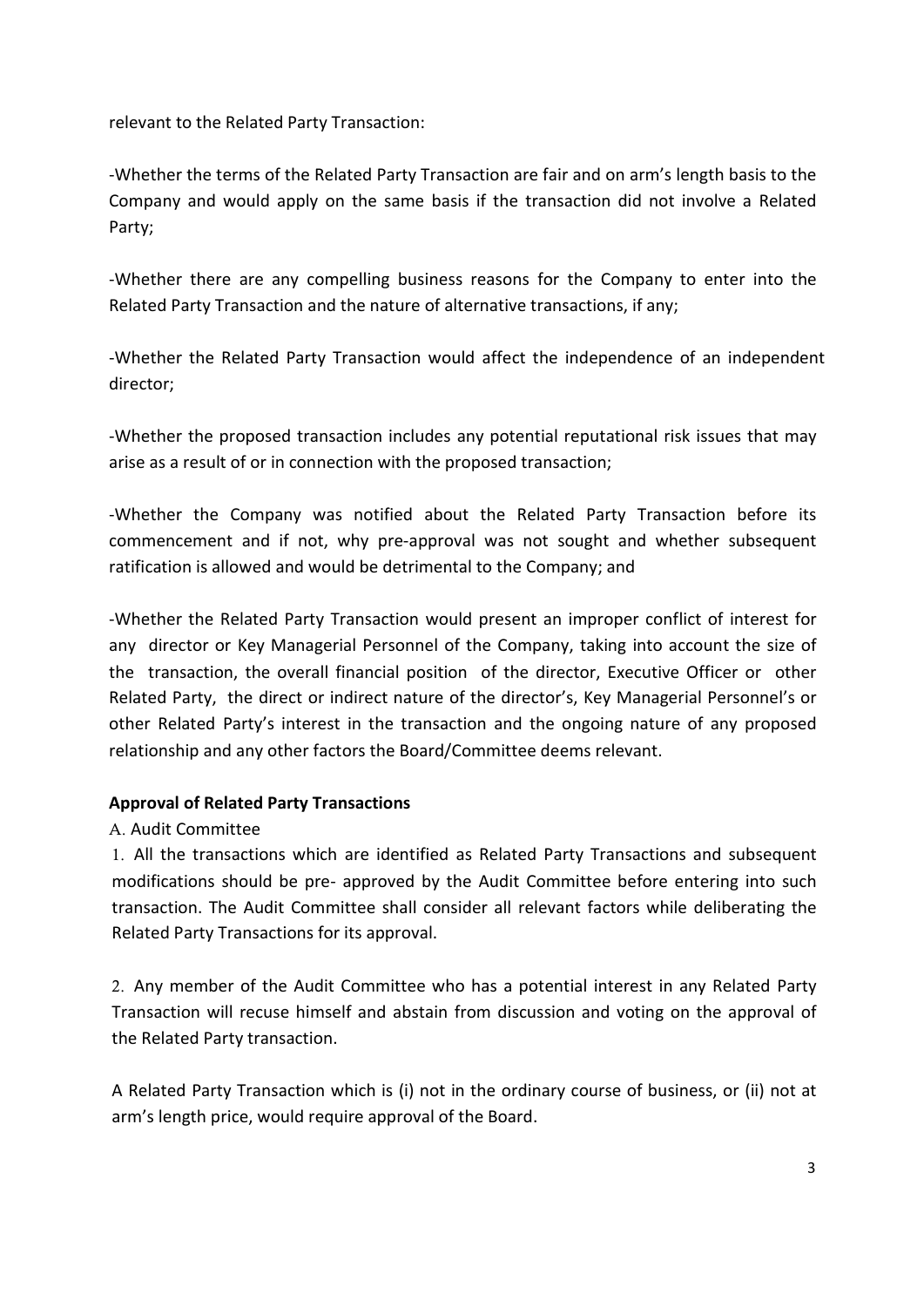relevant to the Related Party Transaction:

-Whether the terms of the Related Party Transaction are fair and on arm's length basis to the Company and would apply on the same basis if the transaction did not involve a Related Party;

-Whether there are any compelling business reasons for the Company to enter into the Related Party Transaction and the nature of alternative transactions, if any;

-Whether the Related Party Transaction would affect the independence of an independent director;

-Whether the proposed transaction includes any potential reputational risk issues that may arise as a result of or in connection with the proposed transaction;

-Whether the Company was notified about the Related Party Transaction before its commencement and if not, why pre-approval was not sought and whether subsequent ratification is allowed and would be detrimental to the Company; and

-Whether the Related Party Transaction would present an improper conflict of interest for any director or Key Managerial Personnel of the Company, taking into account the size of the transaction, the overall financial position of the director, Executive Officer or other Related Party, the direct or indirect nature of the director's, Key Managerial Personnel's or other Related Party's interest in the transaction and the ongoing nature of any proposed relationship and any other factors the Board/Committee deems relevant.

**Approval of Related Party Transactions**

A. Audit Committee

1. All the transactions which are identified as Related Party Transactions and subsequent modifications should be pre- approved by the Audit Committee before entering into such transaction. The Audit Committee shall consider all relevant factors while deliberating the Related Party Transactions for its approval.

2. Any member of the Audit Committee who has a potential interest in any Related Party Transaction will recuse himself and abstain from discussion and voting on the approval of the Related Party transaction.

A Related Party Transaction which is (i) not in the ordinary course of business, or (ii) not at arm's length price, would require approval of the Board.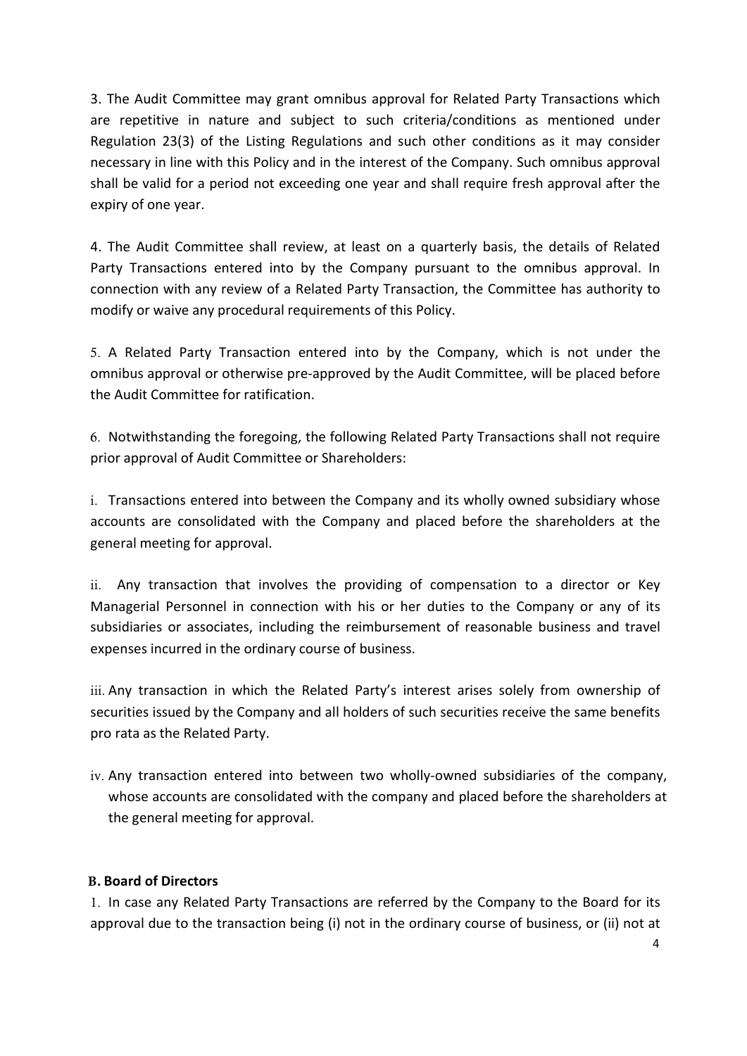3. The Audit Committee may grant omnibus approval for Related Party Transactions which are repetitive in nature and subject to such criteria/conditions as mentioned under Regulation 23(3) of the Listing Regulations and such other conditions as it may consider necessary in line with this Policy and in the interest of the Company. Such omnibus approval shall be valid for a period not exceeding one year and shall require fresh approval after the expiry of one year.

4. The Audit Committee shall review, at least on a quarterly basis, the details of Related Party Transactions entered into by the Company pursuant to the omnibus approval. In connection with any review of a Related Party Transaction, the Committee has authority to modify or waive any procedural requirements of this Policy.

5. A Related Party Transaction entered into by the Company, which is not under the omnibus approval or otherwise pre-approved by the Audit Committee, will be placed before the Audit Committee for ratification.

6. Notwithstanding the foregoing, the following Related Party Transactions shall not require prior approval of Audit Committee or Shareholders:

i. Transactions entered into between the Company and its wholly owned subsidiary whose accounts are consolidated with the Company and placed before the shareholders at the general meeting for approval.

ii. Any transaction that involves the providing of compensation to a director or Key Managerial Personnel in connection with his or her duties to the Company or any of its subsidiaries or associates, including the reimbursement of reasonable business and travel expenses incurred in the ordinary course of business.

iii. Any transaction in which the Related Party's interest arises solely from ownership of securities issued by the Company and all holders of such securities receive the same benefits pro rata as the Related Party.

iv. Any transaction entered into between two wholly-owned subsidiaries of the company, whose accounts are consolidated with the company and placed before the shareholders at the general meeting for approval.

**B. Board of Directors**

1. In case any Related Party Transactions are referred by the Company to the Board for its approval due to the transaction being (i) not in the ordinary course of business, or (ii) not at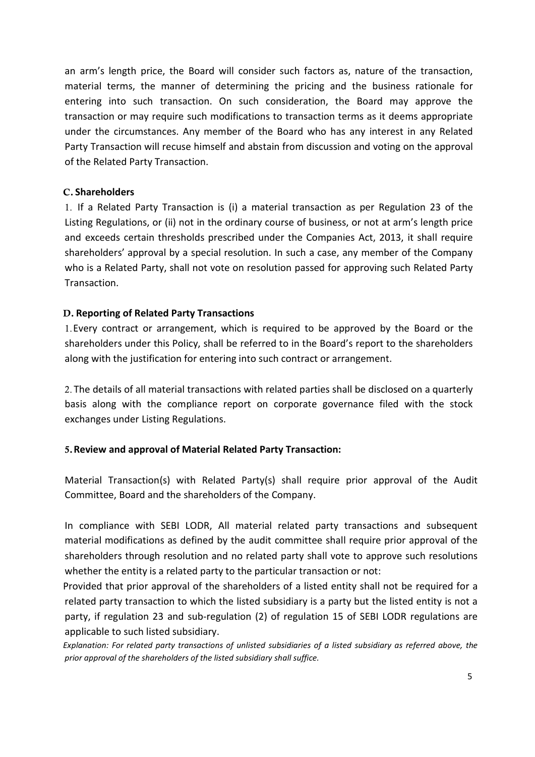an arm's length price, the Board will consider such factors as, nature of the transaction, material terms, the manner of determining the pricing and the business rationale for entering into such transaction. On such consideration, the Board may approve the transaction or may require such modifications to transaction terms as it deems appropriate under the circumstances. Any member of the Board who has any interest in any Related Party Transaction will recuse himself and abstain from discussion and voting on the approval of the Related Party Transaction.

### C. Shareholders

1. If a Related Party Transaction is (i) a material transaction as per Regulation 23 of the Listing Regulations, or (ii) not in the ordinary course of business, or not at arm's length price and exceeds certain thresholds prescribed under the Companies Act, 2013, it shall require shareholders' approval by a special resolution. In such a case, any member of the Company who is a Related Party, shall not vote on resolution passed for approving such Related Party Transaction.

### D. Reporting of Related Party Transactions

1. Every contract or arrangement, which is required to be approved by the Board or the shareholders under this Policy, shall be referred to in the Board's report to the shareholders along with the justification for entering into such contract or arrangement.

2. The details of all material transactions with related parties shall be disclosed on a quarterly basis along with the compliance report on corporate governance filed with the stock exchanges under Listing Regulations.

## 5. Review and approval of Material Related Party Transaction:

Material Transaction(s) with Related Party(s) shall require prior approval of the Audit Committee, Board and the shareholders of the Company.

In compliance with SEBI LODR, All material related party transactions and subsequent material modifications as defined by the audit committee shall require prior approval of the shareholders through resolution and no related party shall vote to approve such resolutions whether the entity is a related party to the particular transaction or not:

Provided that prior approval of the shareholders of a listed entity shall not be required for a related party transaction to which the listed subsidiary is a party but the listed entity is not a party, if regulation 23 and sub-regulation (2) of regulation 15 of SEBI LODR regulations are applicable to such listed subsidiary.

*Explanation: For related party transactions of unlisted subsidiaries of a listed subsidiary as referred above, the prior approval of the shareholders of the listed subsidiary shall suffice.*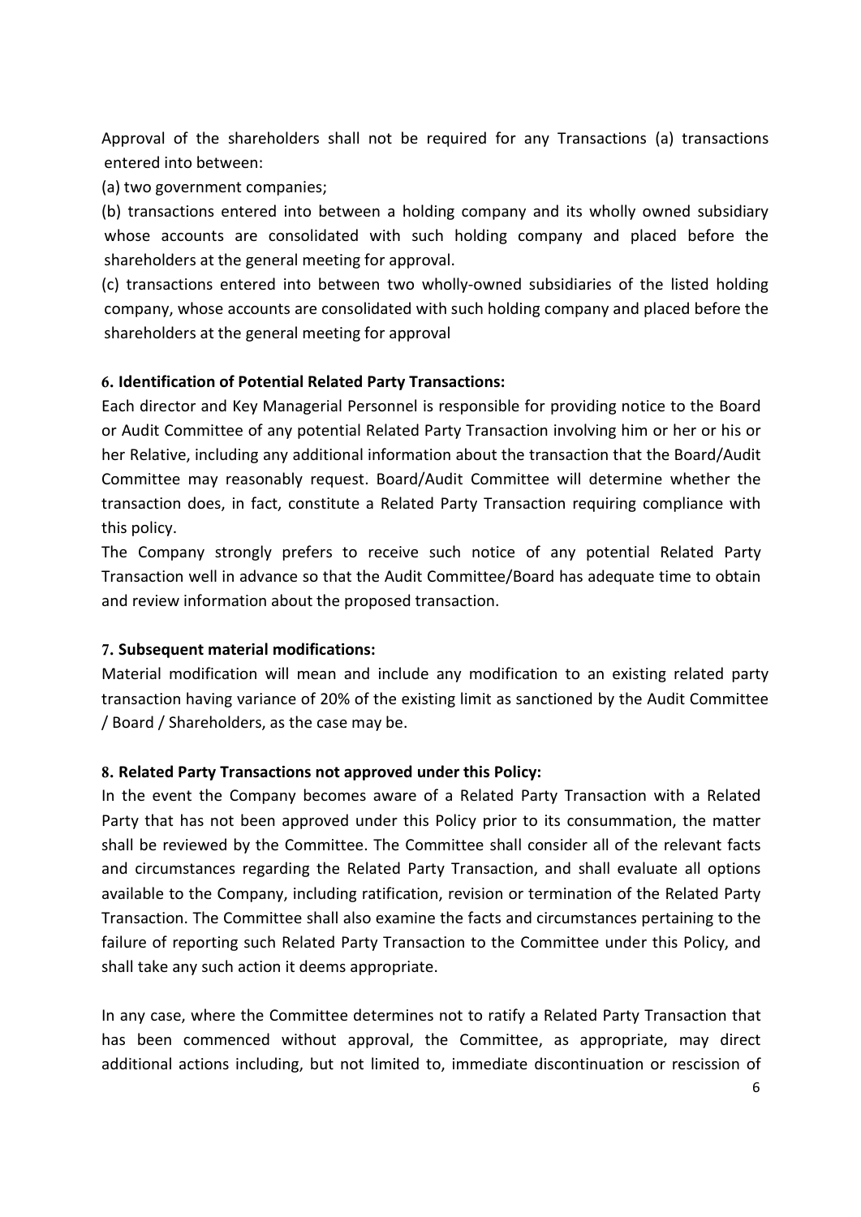Approval of the shareholders shall not be required for any Transactions (a) transactions entered into between:

(a) two government companies;

(b) transactions entered into between a holding company and its wholly owned subsidiary whose accounts are consolidated with such holding company and placed before the shareholders at the general meeting for approval.

(c) transactions entered into between two wholly-owned subsidiaries of the listed holding company, whose accounts are consolidated with such holding company and placed before the shareholders at the general meeting for approval

**6. Identification of Potential Related Party Transactions:**

Each director and Key Managerial Personnel is responsible for providing notice to the Board or Audit Committee of any potential Related Party Transaction involving him or her or his or her Relative, including any additional information about the transaction that the Board/Audit Committee may reasonably request. Board/Audit Committee will determine whether the transaction does, in fact, constitute a Related Party Transaction requiring compliance with this policy.

The Company strongly prefers to receive such notice of any potential Related Party Transaction well in advance so that the Audit Committee/Board has adequate time to obtain and review information about the proposed transaction.

**7. Subsequent material modifications:**

Material modification will mean and include any modification to an existing related party transaction having variance of 20% of the existing limit as sanctioned by the Audit Committee / Board / Shareholders, as the case may be.

**8. Related Party Transactions not approved under this Policy:**

In the event the Company becomes aware of a Related Party Transaction with a Related Party that has not been approved under this Policy prior to its consummation, the matter shall be reviewed by the Committee. The Committee shall consider all of the relevant facts and circumstances regarding the Related Party Transaction, and shall evaluate all options available to the Company, including ratification, revision or termination of the Related Party Transaction. The Committee shall also examine the facts and circumstances pertaining to the failure of reporting such Related Party Transaction to the Committee under this Policy, and shall take any such action it deems appropriate.

In any case, where the Committee determines not to ratify a Related Party Transaction that has been commenced without approval, the Committee, as appropriate, may direct additional actions including, but not limited to, immediate discontinuation or rescission of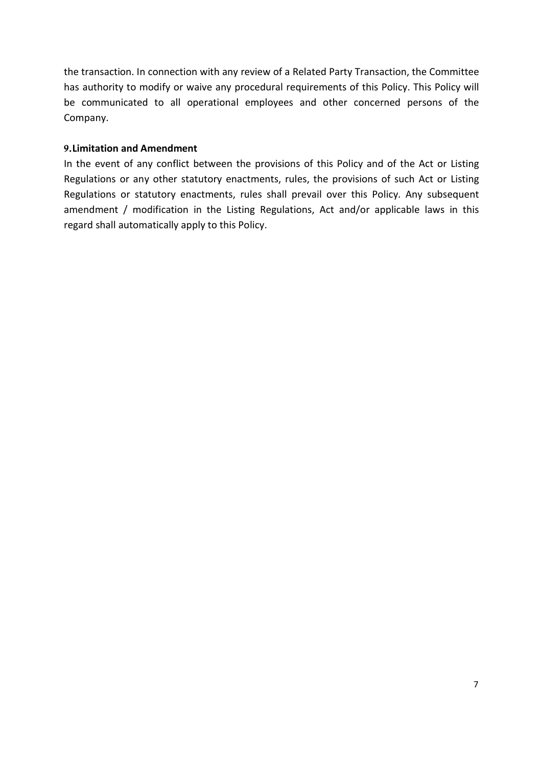the transaction. In connection with any review of a Related Party Transaction, the Committee has authority to modify or waive any procedural requirements of this Policy. This Policy will be communicated to all operational employees and other concerned persons of the Company.

**9. Limitation and Amendment**

In the event of any conflict between the provisions of this Policy and of the Act or Listing Regulations or any other statutory enactments, rules, the provisions of such Act or Listing Regulations or statutory enactments, rules shall prevail over this Policy. Any subsequent amendment / modification in the Listing Regulations, Act and/or applicable laws in this regard shall automatically apply to this Policy.